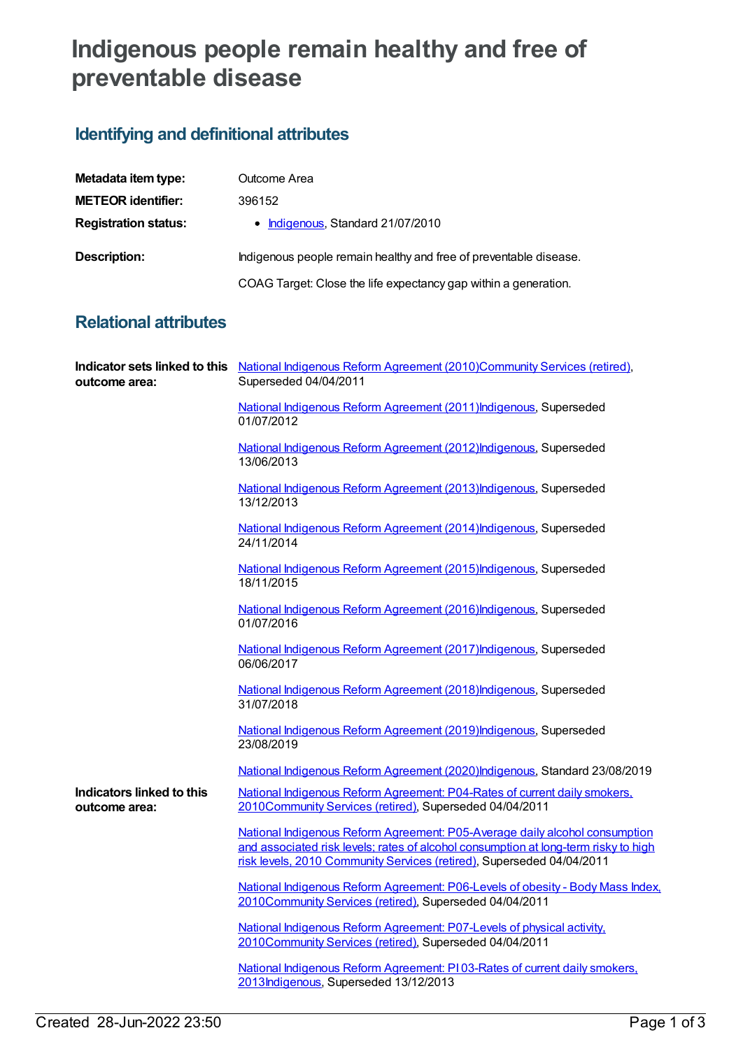# Indigenous people remain healthy and free of preventable disease

## Identifying and definitional attributes

| | |
|---|---|
| **Metadata item type:** | Outcome Area |
| **METEOR identifier:** | 396152 |
| **Registration status:** | • Indigenous, Standard 21/07/2010 |
| **Description:** | Indigenous people remain healthy and free of preventable disease.<br><br>COAG Target: Close the life expectancy gap within a generation. |

## Relational attributes

**Indicator sets linked to this outcome area:**

National Indigenous Reform Agreement (2010)Community Services (retired), Superseded 04/04/2011

National Indigenous Reform Agreement (2011)Indigenous, Superseded 01/07/2012

National Indigenous Reform Agreement (2012)Indigenous, Superseded 13/06/2013

National Indigenous Reform Agreement (2013)Indigenous, Superseded 13/12/2013

National Indigenous Reform Agreement (2014)Indigenous, Superseded 24/11/2014

National Indigenous Reform Agreement (2015)Indigenous, Superseded 18/11/2015

National Indigenous Reform Agreement (2016)Indigenous, Superseded 01/07/2016

National Indigenous Reform Agreement (2017)Indigenous, Superseded 06/06/2017

National Indigenous Reform Agreement (2018)Indigenous, Superseded 31/07/2018

National Indigenous Reform Agreement (2019)Indigenous, Superseded 23/08/2019

National Indigenous Reform Agreement (2020)Indigenous, Standard 23/08/2019

**Indicators linked to this outcome area:**

National Indigenous Reform Agreement: P04-Rates of current daily smokers, 2010Community Services (retired), Superseded 04/04/2011

National Indigenous Reform Agreement: P05-Average daily alcohol consumption and associated risk levels; rates of alcohol consumption at long-term risky to high risk levels, 2010 Community Services (retired), Superseded 04/04/2011

National Indigenous Reform Agreement: P06-Levels of obesity - Body Mass Index, 2010Community Services (retired), Superseded 04/04/2011

National Indigenous Reform Agreement: P07-Levels of physical activity, 2010Community Services (retired), Superseded 04/04/2011

National Indigenous Reform Agreement: PI 03-Rates of current daily smokers, 2013Indigenous, Superseded 13/12/2013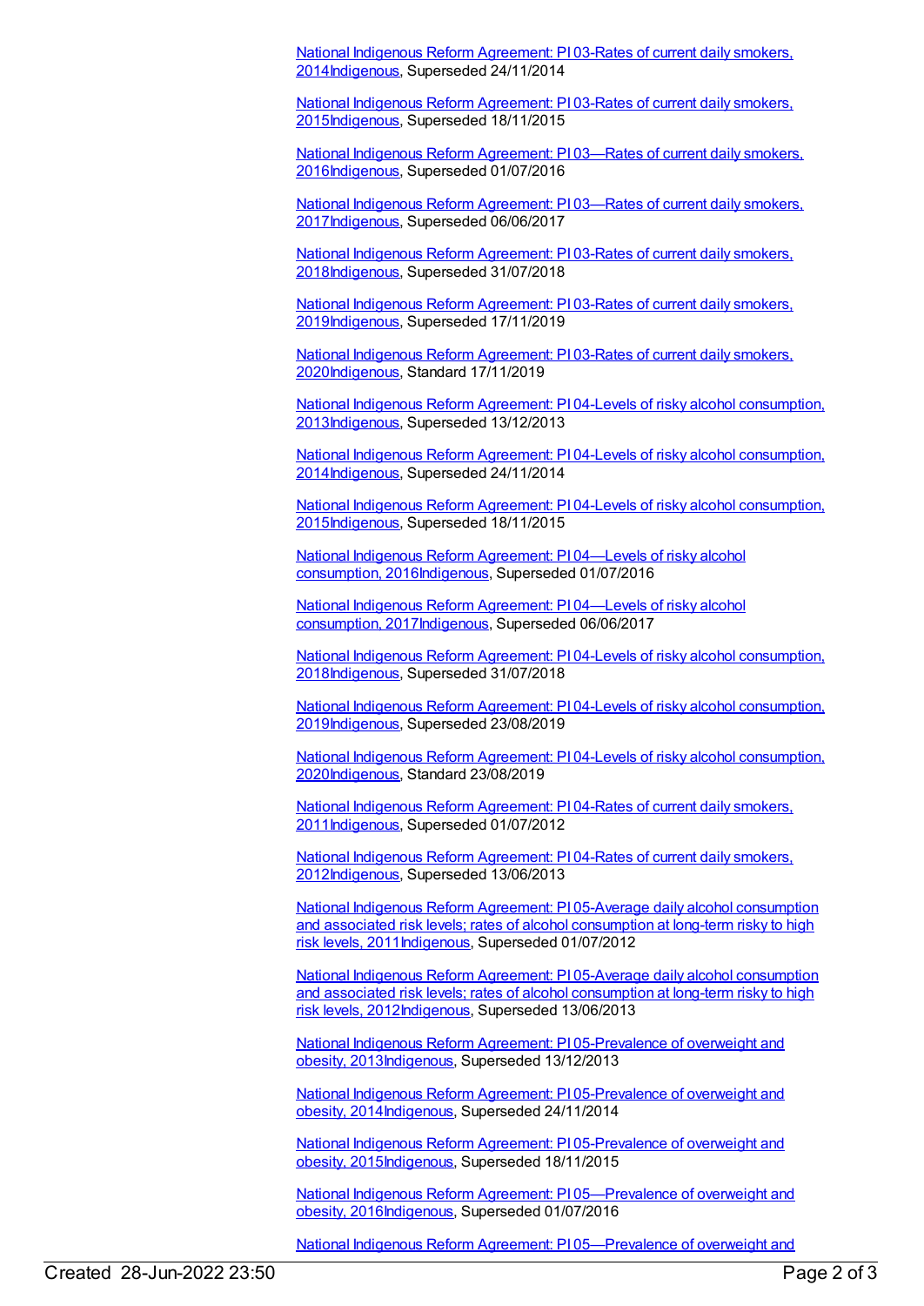National Indigenous Reform Agreement: PI 03-Rates of current daily smokers, 2014Indigenous, Superseded 24/11/2014

National Indigenous Reform Agreement: PI 03-Rates of current daily smokers, 2015Indigenous, Superseded 18/11/2015

National Indigenous Reform Agreement: PI 03—Rates of current daily smokers, 2016Indigenous, Superseded 01/07/2016

National Indigenous Reform Agreement: PI 03—Rates of current daily smokers, 2017Indigenous, Superseded 06/06/2017

National Indigenous Reform Agreement: PI 03-Rates of current daily smokers, 2018Indigenous, Superseded 31/07/2018

National Indigenous Reform Agreement: PI 03-Rates of current daily smokers, 2019Indigenous, Superseded 17/11/2019

National Indigenous Reform Agreement: PI 03-Rates of current daily smokers, 2020Indigenous, Standard 17/11/2019

National Indigenous Reform Agreement: PI 04-Levels of risky alcohol consumption, 2013Indigenous, Superseded 13/12/2013

National Indigenous Reform Agreement: PI 04-Levels of risky alcohol consumption, 2014Indigenous, Superseded 24/11/2014

National Indigenous Reform Agreement: PI 04-Levels of risky alcohol consumption, 2015Indigenous, Superseded 18/11/2015

National Indigenous Reform Agreement: PI 04—Levels of risky alcohol consumption, 2016Indigenous, Superseded 01/07/2016

National Indigenous Reform Agreement: PI 04—Levels of risky alcohol consumption, 2017Indigenous, Superseded 06/06/2017

National Indigenous Reform Agreement: PI 04-Levels of risky alcohol consumption, 2018Indigenous, Superseded 31/07/2018

National Indigenous Reform Agreement: PI 04-Levels of risky alcohol consumption, 2019Indigenous, Superseded 23/08/2019

National Indigenous Reform Agreement: PI 04-Levels of risky alcohol consumption, 2020Indigenous, Standard 23/08/2019

National Indigenous Reform Agreement: PI 04-Rates of current daily smokers, 2011Indigenous, Superseded 01/07/2012

National Indigenous Reform Agreement: PI 04-Rates of current daily smokers, 2012Indigenous, Superseded 13/06/2013

National Indigenous Reform Agreement: PI 05-Average daily alcohol consumption and associated risk levels; rates of alcohol consumption at long-term risky to high risk levels, 2011Indigenous, Superseded 01/07/2012

National Indigenous Reform Agreement: PI 05-Average daily alcohol consumption and associated risk levels; rates of alcohol consumption at long-term risky to high risk levels, 2012Indigenous, Superseded 13/06/2013

National Indigenous Reform Agreement: PI 05-Prevalence of overweight and obesity, 2013Indigenous, Superseded 13/12/2013

National Indigenous Reform Agreement: PI 05-Prevalence of overweight and obesity, 2014Indigenous, Superseded 24/11/2014

National Indigenous Reform Agreement: PI 05-Prevalence of overweight and obesity, 2015Indigenous, Superseded 18/11/2015

National Indigenous Reform Agreement: PI 05—Prevalence of overweight and obesity, 2016Indigenous, Superseded 01/07/2016

National Indigenous Reform Agreement: PI 05—Prevalence of overweight and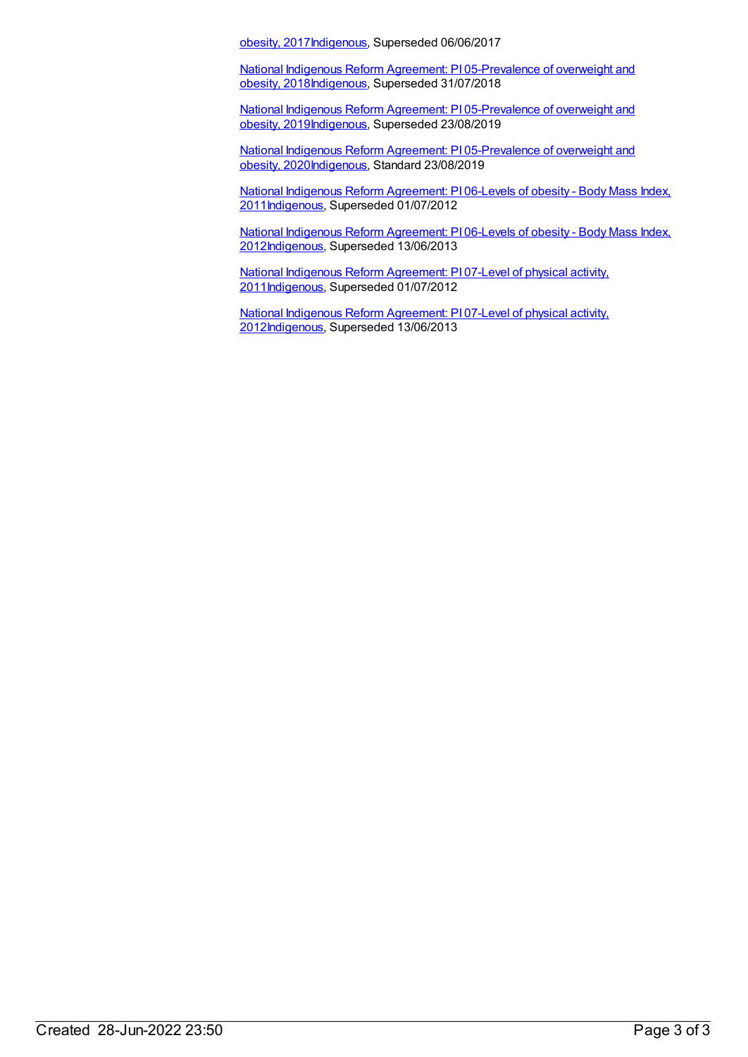obesity, 2017Indigenous, Superseded 06/06/2017

National Indigenous Reform Agreement: PI 05-Prevalence of overweight and obesity, 2018Indigenous, Superseded 31/07/2018

National Indigenous Reform Agreement: PI 05-Prevalence of overweight and obesity, 2019Indigenous, Superseded 23/08/2019

National Indigenous Reform Agreement: PI 05-Prevalence of overweight and obesity, 2020Indigenous, Standard 23/08/2019

National Indigenous Reform Agreement: PI 06-Levels of obesity - Body Mass Index, 2011Indigenous, Superseded 01/07/2012

National Indigenous Reform Agreement: PI 06-Levels of obesity - Body Mass Index, 2012Indigenous, Superseded 13/06/2013

National Indigenous Reform Agreement: PI 07-Level of physical activity, 2011Indigenous, Superseded 01/07/2012

National Indigenous Reform Agreement: PI 07-Level of physical activity, 2012Indigenous, Superseded 13/06/2013